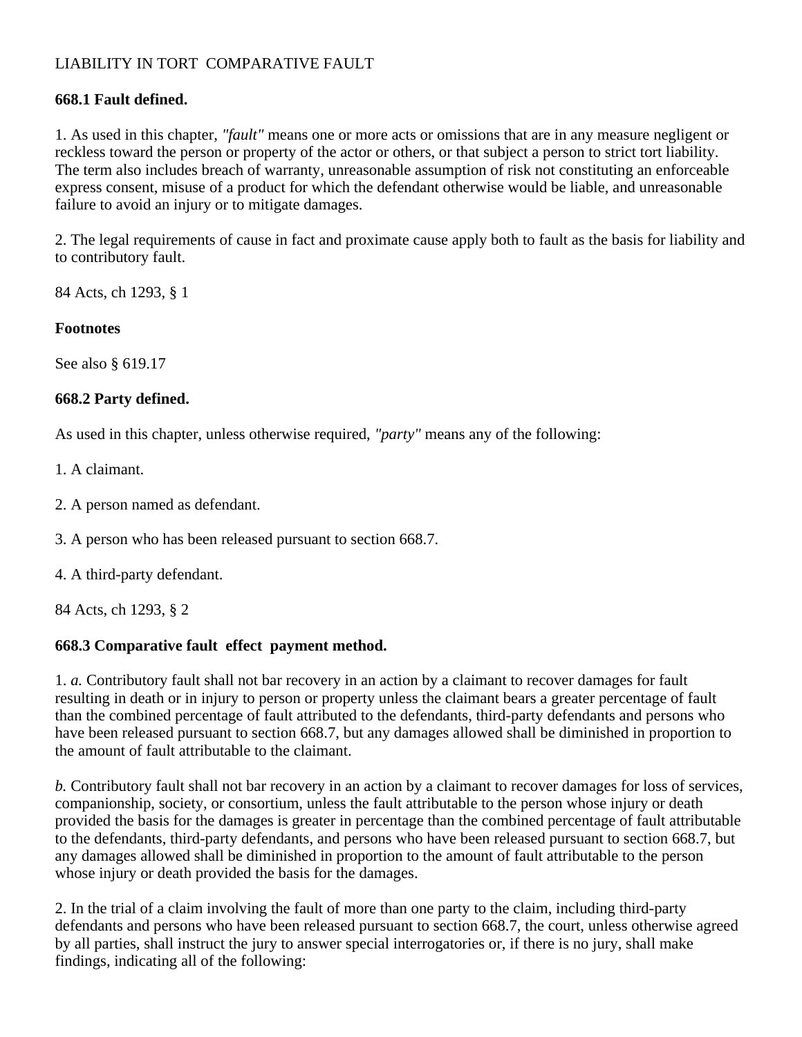LIABILITY IN TORT  COMPARATIVE FAULT

**668.1 Fault defined.**

1. As used in this chapter, *"fault"* means one or more acts or omissions that are in any measure negligent or reckless toward the person or property of the actor or others, or that subject a person to strict tort liability. The term also includes breach of warranty, unreasonable assumption of risk not constituting an enforceable express consent, misuse of a product for which the defendant otherwise would be liable, and unreasonable failure to avoid an injury or to mitigate damages.

2. The legal requirements of cause in fact and proximate cause apply both to fault as the basis for liability and to contributory fault.

84 Acts, ch 1293, § 1

**Footnotes**

See also § 619.17

**668.2 Party defined.**

As used in this chapter, unless otherwise required, *"party"* means any of the following:

1. A claimant.

2. A person named as defendant.

3. A person who has been released pursuant to section 668.7.

4. A third-party defendant.

84 Acts, ch 1293, § 2

**668.3 Comparative fault  effect  payment method.**

1. *a.* Contributory fault shall not bar recovery in an action by a claimant to recover damages for fault resulting in death or in injury to person or property unless the claimant bears a greater percentage of fault than the combined percentage of fault attributed to the defendants, third-party defendants and persons who have been released pursuant to section 668.7, but any damages allowed shall be diminished in proportion to the amount of fault attributable to the claimant.

*b.* Contributory fault shall not bar recovery in an action by a claimant to recover damages for loss of services, companionship, society, or consortium, unless the fault attributable to the person whose injury or death provided the basis for the damages is greater in percentage than the combined percentage of fault attributable to the defendants, third-party defendants, and persons who have been released pursuant to section 668.7, but any damages allowed shall be diminished in proportion to the amount of fault attributable to the person whose injury or death provided the basis for the damages.

2. In the trial of a claim involving the fault of more than one party to the claim, including third-party defendants and persons who have been released pursuant to section 668.7, the court, unless otherwise agreed by all parties, shall instruct the jury to answer special interrogatories or, if there is no jury, shall make findings, indicating all of the following: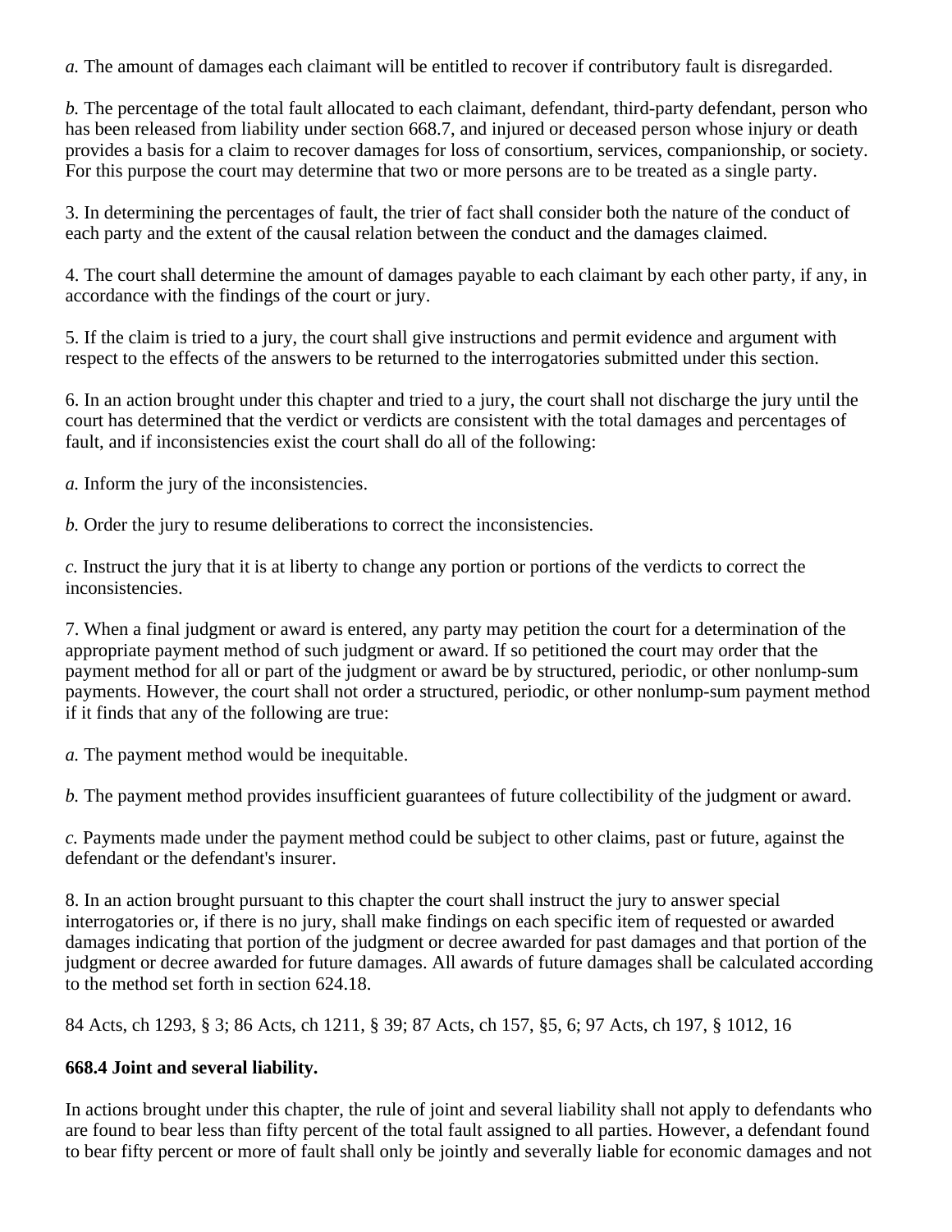*a.* The amount of damages each claimant will be entitled to recover if contributory fault is disregarded.

*b.* The percentage of the total fault allocated to each claimant, defendant, third-party defendant, person who has been released from liability under section 668.7, and injured or deceased person whose injury or death provides a basis for a claim to recover damages for loss of consortium, services, companionship, or society. For this purpose the court may determine that two or more persons are to be treated as a single party.

3. In determining the percentages of fault, the trier of fact shall consider both the nature of the conduct of each party and the extent of the causal relation between the conduct and the damages claimed.

4. The court shall determine the amount of damages payable to each claimant by each other party, if any, in accordance with the findings of the court or jury.

5. If the claim is tried to a jury, the court shall give instructions and permit evidence and argument with respect to the effects of the answers to be returned to the interrogatories submitted under this section.

6. In an action brought under this chapter and tried to a jury, the court shall not discharge the jury until the court has determined that the verdict or verdicts are consistent with the total damages and percentages of fault, and if inconsistencies exist the court shall do all of the following:

*a.* Inform the jury of the inconsistencies.

*b.* Order the jury to resume deliberations to correct the inconsistencies.

*c.* Instruct the jury that it is at liberty to change any portion or portions of the verdicts to correct the inconsistencies.

7. When a final judgment or award is entered, any party may petition the court for a determination of the appropriate payment method of such judgment or award. If so petitioned the court may order that the payment method for all or part of the judgment or award be by structured, periodic, or other nonlump-sum payments. However, the court shall not order a structured, periodic, or other nonlump-sum payment method if it finds that any of the following are true:

*a.* The payment method would be inequitable.

*b.* The payment method provides insufficient guarantees of future collectibility of the judgment or award.

*c.* Payments made under the payment method could be subject to other claims, past or future, against the defendant or the defendant's insurer.

8. In an action brought pursuant to this chapter the court shall instruct the jury to answer special interrogatories or, if there is no jury, shall make findings on each specific item of requested or awarded damages indicating that portion of the judgment or decree awarded for past damages and that portion of the judgment or decree awarded for future damages. All awards of future damages shall be calculated according to the method set forth in section 624.18.

84 Acts, ch 1293, § 3; 86 Acts, ch 1211, § 39; 87 Acts, ch 157, §5, 6; 97 Acts, ch 197, § 1012, 16

**668.4 Joint and several liability.**

In actions brought under this chapter, the rule of joint and several liability shall not apply to defendants who are found to bear less than fifty percent of the total fault assigned to all parties. However, a defendant found to bear fifty percent or more of fault shall only be jointly and severally liable for economic damages and not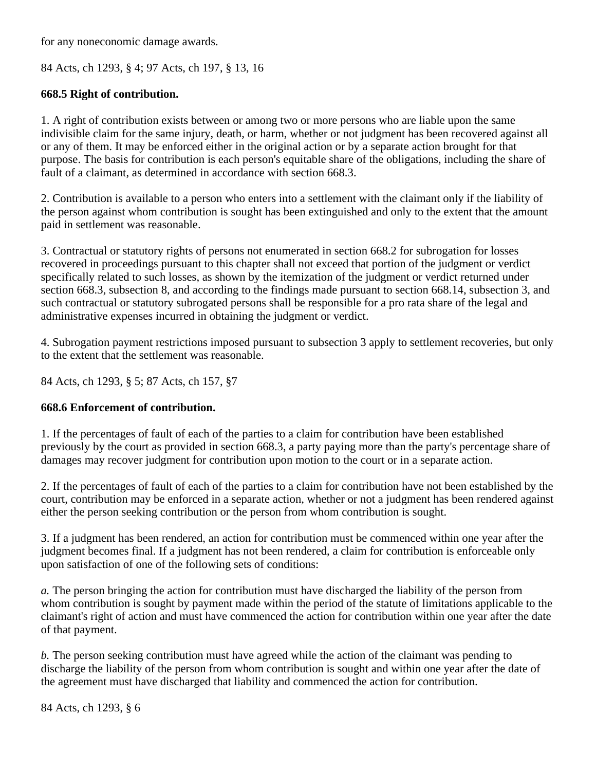for any noneconomic damage awards.

84 Acts, ch 1293, § 4; 97 Acts, ch 197, § 13, 16

**668.5 Right of contribution.**

1. A right of contribution exists between or among two or more persons who are liable upon the same indivisible claim for the same injury, death, or harm, whether or not judgment has been recovered against all or any of them. It may be enforced either in the original action or by a separate action brought for that purpose. The basis for contribution is each person's equitable share of the obligations, including the share of fault of a claimant, as determined in accordance with section 668.3.

2. Contribution is available to a person who enters into a settlement with the claimant only if the liability of the person against whom contribution is sought has been extinguished and only to the extent that the amount paid in settlement was reasonable.

3. Contractual or statutory rights of persons not enumerated in section 668.2 for subrogation for losses recovered in proceedings pursuant to this chapter shall not exceed that portion of the judgment or verdict specifically related to such losses, as shown by the itemization of the judgment or verdict returned under section 668.3, subsection 8, and according to the findings made pursuant to section 668.14, subsection 3, and such contractual or statutory subrogated persons shall be responsible for a pro rata share of the legal and administrative expenses incurred in obtaining the judgment or verdict.

4. Subrogation payment restrictions imposed pursuant to subsection 3 apply to settlement recoveries, but only to the extent that the settlement was reasonable.

84 Acts, ch 1293, § 5; 87 Acts, ch 157, §7

**668.6 Enforcement of contribution.**

1. If the percentages of fault of each of the parties to a claim for contribution have been established previously by the court as provided in section 668.3, a party paying more than the party's percentage share of damages may recover judgment for contribution upon motion to the court or in a separate action.

2. If the percentages of fault of each of the parties to a claim for contribution have not been established by the court, contribution may be enforced in a separate action, whether or not a judgment has been rendered against either the person seeking contribution or the person from whom contribution is sought.

3. If a judgment has been rendered, an action for contribution must be commenced within one year after the judgment becomes final. If a judgment has not been rendered, a claim for contribution is enforceable only upon satisfaction of one of the following sets of conditions:

*a.* The person bringing the action for contribution must have discharged the liability of the person from whom contribution is sought by payment made within the period of the statute of limitations applicable to the claimant's right of action and must have commenced the action for contribution within one year after the date of that payment.

*b.* The person seeking contribution must have agreed while the action of the claimant was pending to discharge the liability of the person from whom contribution is sought and within one year after the date of the agreement must have discharged that liability and commenced the action for contribution.

84 Acts, ch 1293, § 6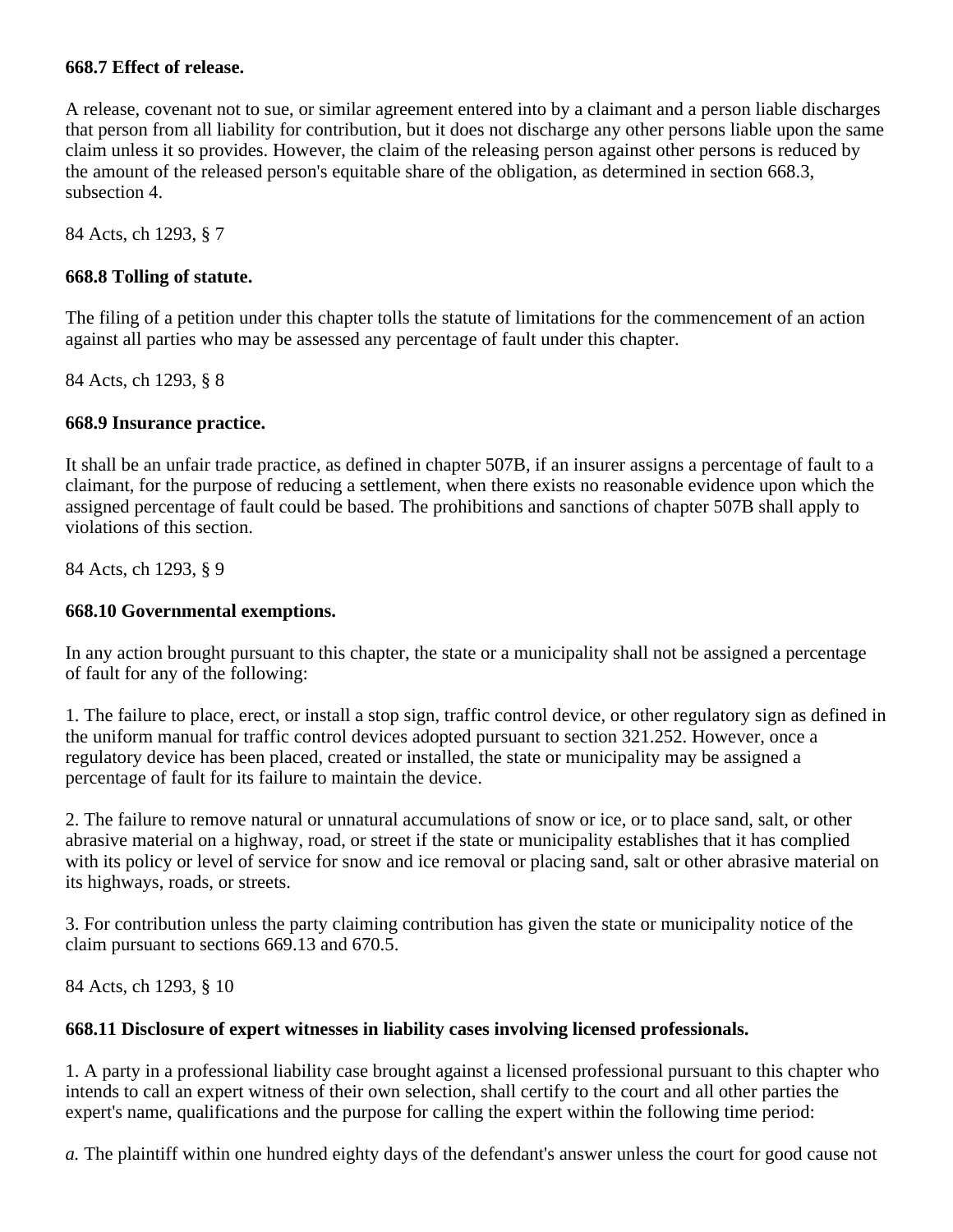**668.7 Effect of release.**

A release, covenant not to sue, or similar agreement entered into by a claimant and a person liable discharges that person from all liability for contribution, but it does not discharge any other persons liable upon the same claim unless it so provides. However, the claim of the releasing person against other persons is reduced by the amount of the released person's equitable share of the obligation, as determined in section 668.3, subsection 4.

84 Acts, ch 1293, § 7

**668.8 Tolling of statute.**

The filing of a petition under this chapter tolls the statute of limitations for the commencement of an action against all parties who may be assessed any percentage of fault under this chapter.

84 Acts, ch 1293, § 8

**668.9 Insurance practice.**

It shall be an unfair trade practice, as defined in chapter 507B, if an insurer assigns a percentage of fault to a claimant, for the purpose of reducing a settlement, when there exists no reasonable evidence upon which the assigned percentage of fault could be based. The prohibitions and sanctions of chapter 507B shall apply to violations of this section.

84 Acts, ch 1293, § 9

**668.10 Governmental exemptions.**

In any action brought pursuant to this chapter, the state or a municipality shall not be assigned a percentage of fault for any of the following:

1. The failure to place, erect, or install a stop sign, traffic control device, or other regulatory sign as defined in the uniform manual for traffic control devices adopted pursuant to section 321.252. However, once a regulatory device has been placed, created or installed, the state or municipality may be assigned a percentage of fault for its failure to maintain the device.

2. The failure to remove natural or unnatural accumulations of snow or ice, or to place sand, salt, or other abrasive material on a highway, road, or street if the state or municipality establishes that it has complied with its policy or level of service for snow and ice removal or placing sand, salt or other abrasive material on its highways, roads, or streets.

3. For contribution unless the party claiming contribution has given the state or municipality notice of the claim pursuant to sections 669.13 and 670.5.

84 Acts, ch 1293, § 10

**668.11 Disclosure of expert witnesses in liability cases involving licensed professionals.**

1. A party in a professional liability case brought against a licensed professional pursuant to this chapter who intends to call an expert witness of their own selection, shall certify to the court and all other parties the expert's name, qualifications and the purpose for calling the expert within the following time period:

*a.* The plaintiff within one hundred eighty days of the defendant's answer unless the court for good cause not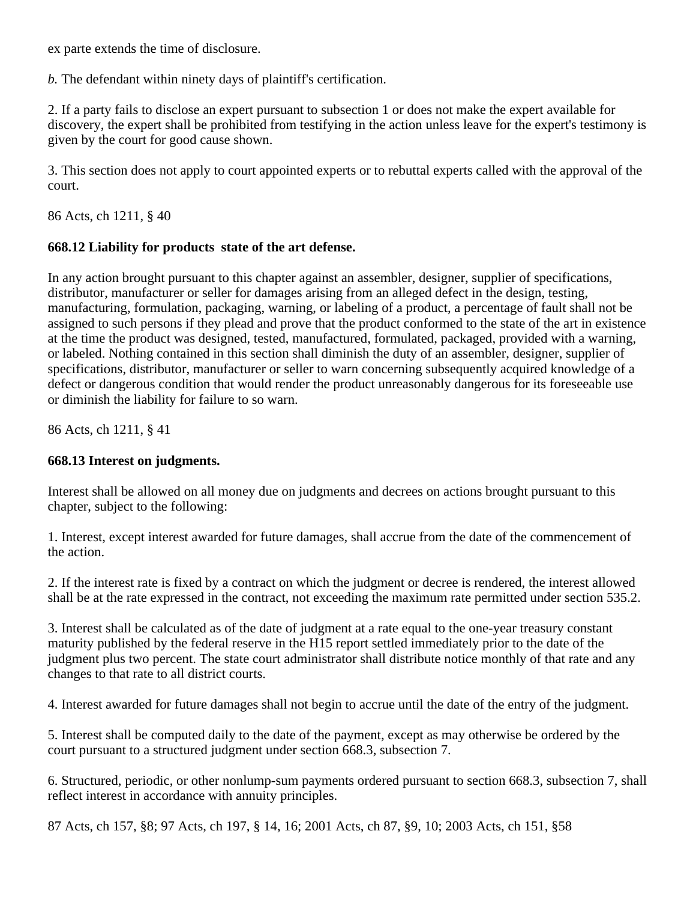ex parte extends the time of disclosure.

*b.* The defendant within ninety days of plaintiff's certification.

2. If a party fails to disclose an expert pursuant to subsection 1 or does not make the expert available for discovery, the expert shall be prohibited from testifying in the action unless leave for the expert's testimony is given by the court for good cause shown.

3. This section does not apply to court appointed experts or to rebuttal experts called with the approval of the court.

86 Acts, ch 1211, § 40

**668.12 Liability for products  state of the art defense.**

In any action brought pursuant to this chapter against an assembler, designer, supplier of specifications, distributor, manufacturer or seller for damages arising from an alleged defect in the design, testing, manufacturing, formulation, packaging, warning, or labeling of a product, a percentage of fault shall not be assigned to such persons if they plead and prove that the product conformed to the state of the art in existence at the time the product was designed, tested, manufactured, formulated, packaged, provided with a warning, or labeled. Nothing contained in this section shall diminish the duty of an assembler, designer, supplier of specifications, distributor, manufacturer or seller to warn concerning subsequently acquired knowledge of a defect or dangerous condition that would render the product unreasonably dangerous for its foreseeable use or diminish the liability for failure to so warn.

86 Acts, ch 1211, § 41

**668.13 Interest on judgments.**

Interest shall be allowed on all money due on judgments and decrees on actions brought pursuant to this chapter, subject to the following:

1. Interest, except interest awarded for future damages, shall accrue from the date of the commencement of the action.

2. If the interest rate is fixed by a contract on which the judgment or decree is rendered, the interest allowed shall be at the rate expressed in the contract, not exceeding the maximum rate permitted under section 535.2.

3. Interest shall be calculated as of the date of judgment at a rate equal to the one-year treasury constant maturity published by the federal reserve in the H15 report settled immediately prior to the date of the judgment plus two percent. The state court administrator shall distribute notice monthly of that rate and any changes to that rate to all district courts.

4. Interest awarded for future damages shall not begin to accrue until the date of the entry of the judgment.

5. Interest shall be computed daily to the date of the payment, except as may otherwise be ordered by the court pursuant to a structured judgment under section 668.3, subsection 7.

6. Structured, periodic, or other nonlump-sum payments ordered pursuant to section 668.3, subsection 7, shall reflect interest in accordance with annuity principles.

87 Acts, ch 157, §8; 97 Acts, ch 197, § 14, 16; 2001 Acts, ch 87, §9, 10; 2003 Acts, ch 151, §58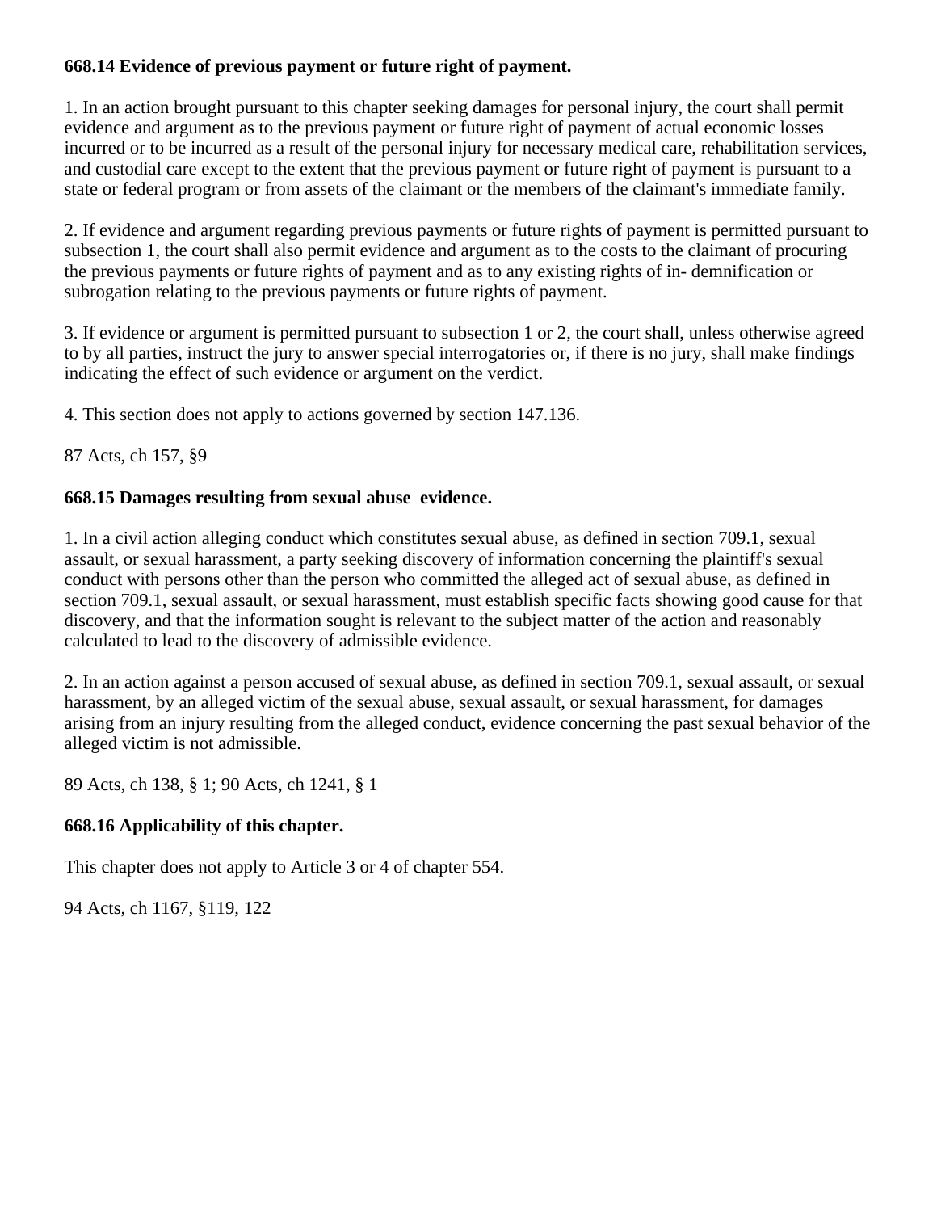**668.14 Evidence of previous payment or future right of payment.**

1. In an action brought pursuant to this chapter seeking damages for personal injury, the court shall permit evidence and argument as to the previous payment or future right of payment of actual economic losses incurred or to be incurred as a result of the personal injury for necessary medical care, rehabilitation services, and custodial care except to the extent that the previous payment or future right of payment is pursuant to a state or federal program or from assets of the claimant or the members of the claimant's immediate family.

2. If evidence and argument regarding previous payments or future rights of payment is permitted pursuant to subsection 1, the court shall also permit evidence and argument as to the costs to the claimant of procuring the previous payments or future rights of payment and as to any existing rights of in- demnification or subrogation relating to the previous payments or future rights of payment.

3. If evidence or argument is permitted pursuant to subsection 1 or 2, the court shall, unless otherwise agreed to by all parties, instruct the jury to answer special interrogatories or, if there is no jury, shall make findings indicating the effect of such evidence or argument on the verdict.

4. This section does not apply to actions governed by section 147.136.

87 Acts, ch 157, §9

**668.15 Damages resulting from sexual abuse evidence.**

1. In a civil action alleging conduct which constitutes sexual abuse, as defined in section 709.1, sexual assault, or sexual harassment, a party seeking discovery of information concerning the plaintiff's sexual conduct with persons other than the person who committed the alleged act of sexual abuse, as defined in section 709.1, sexual assault, or sexual harassment, must establish specific facts showing good cause for that discovery, and that the information sought is relevant to the subject matter of the action and reasonably calculated to lead to the discovery of admissible evidence.

2. In an action against a person accused of sexual abuse, as defined in section 709.1, sexual assault, or sexual harassment, by an alleged victim of the sexual abuse, sexual assault, or sexual harassment, for damages arising from an injury resulting from the alleged conduct, evidence concerning the past sexual behavior of the alleged victim is not admissible.

89 Acts, ch 138, § 1; 90 Acts, ch 1241, § 1

**668.16 Applicability of this chapter.**

This chapter does not apply to Article 3 or 4 of chapter 554.

94 Acts, ch 1167, §119, 122